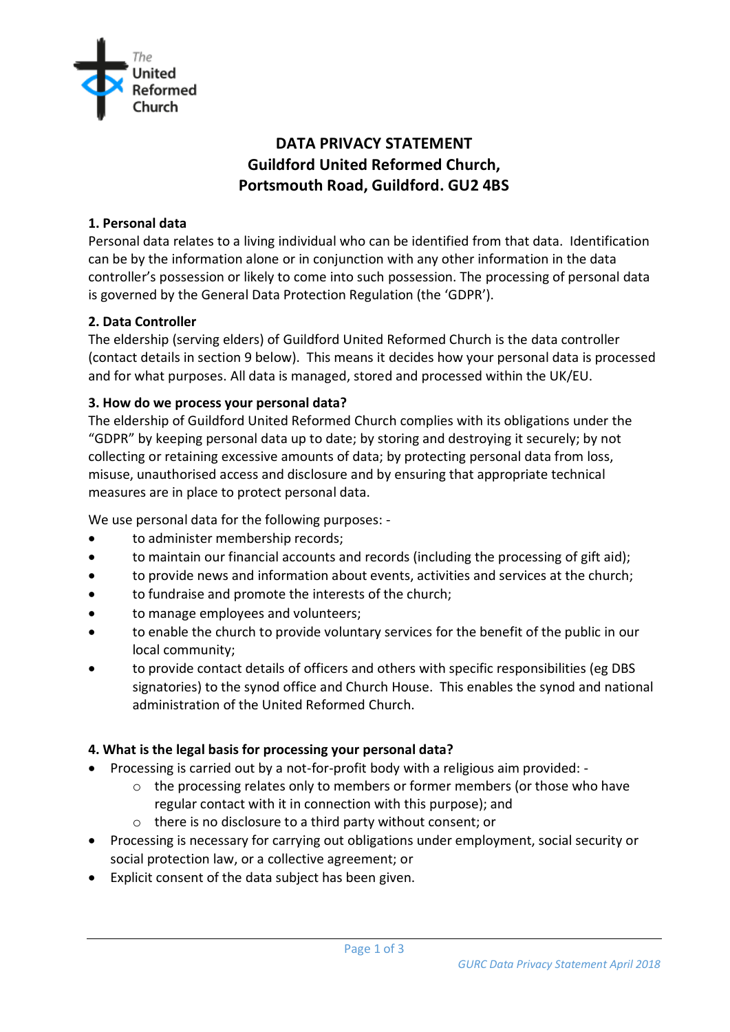# DATA PRIVACY STATEMENT
# Guildford United Reformed Church, Portsmouth Road, Guildford. GU2 4BS

### 1. Personal data

Personal data relates to a living individual who can be identified from that data. Identification can be by the information alone or in conjunction with any other information in the data controller's possession or likely to come into such possession. The processing of personal data is governed by the General Data Protection Regulation (the 'GDPR').

### 2. Data Controller

The eldership (serving elders) of Guildford United Reformed Church is the data controller (contact details in section 9 below). This means it decides how your personal data is processed and for what purposes. All data is managed, stored and processed within the UK/EU.

### 3. How do we process your personal data?

The eldership of Guildford United Reformed Church complies with its obligations under the "GDPR" by keeping personal data up to date; by storing and destroying it securely; by not collecting or retaining excessive amounts of data; by protecting personal data from loss, misuse, unauthorised access and disclosure and by ensuring that appropriate technical measures are in place to protect personal data.

We use personal data for the following purposes: -

- to administer membership records;
- to maintain our financial accounts and records (including the processing of gift aid);
- to provide news and information about events, activities and services at the church;
- to fundraise and promote the interests of the church;
- to manage employees and volunteers;
- to enable the church to provide voluntary services for the benefit of the public in our local community;
- to provide contact details of officers and others with specific responsibilities (eg DBS signatories) to the synod office and Church House. This enables the synod and national administration of the United Reformed Church.

### 4. What is the legal basis for processing your personal data?

- Processing is carried out by a not-for-profit body with a religious aim provided: -
  - the processing relates only to members or former members (or those who have regular contact with it in connection with this purpose); and
  - there is no disclosure to a third party without consent; or
- Processing is necessary for carrying out obligations under employment, social security or social protection law, or a collective agreement; or
- Explicit consent of the data subject has been given.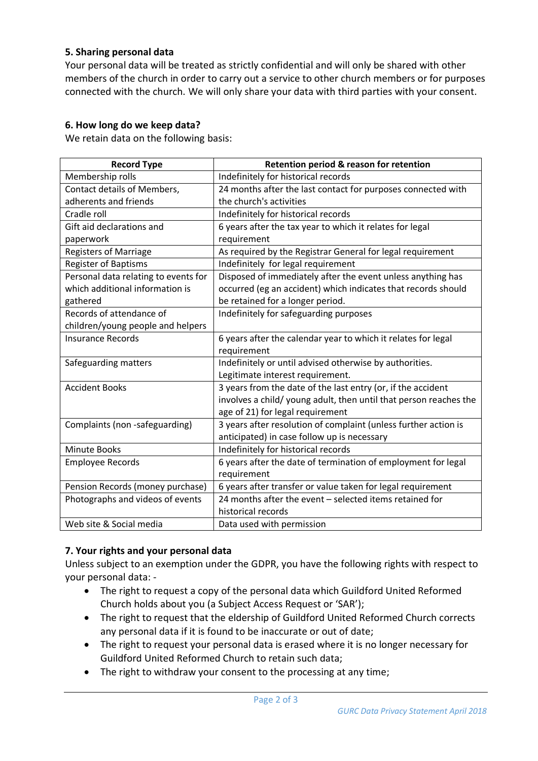## 5. Sharing personal data

Your personal data will be treated as strictly confidential and will only be shared with other members of the church in order to carry out a service to other church members or for purposes connected with the church. We will only share your data with third parties with your consent.

## 6. How long do we keep data?

We retain data on the following basis:

| Record Type | Retention period & reason for retention |
|---|---|
| Membership rolls | Indefinitely for historical records |
| Contact details of Members, adherents and friends | 24 months after the last contact for purposes connected with the church's activities |
| Cradle roll | Indefinitely for historical records |
| Gift aid declarations and paperwork | 6 years after the tax year to which it relates for legal requirement |
| Registers of Marriage | As required by the Registrar General for legal requirement |
| Register of Baptisms | Indefinitely for legal requirement |
| Personal data relating to events for which additional information is gathered | Disposed of immediately after the event unless anything has occurred (eg an accident) which indicates that records should be retained for a longer period. |
| Records of attendance of children/young people and helpers | Indefinitely for safeguarding purposes |
| Insurance Records | 6 years after the calendar year to which it relates for legal requirement |
| Safeguarding matters | Indefinitely or until advised otherwise by authorities. Legitimate interest requirement. |
| Accident Books | 3 years from the date of the last entry (or, if the accident involves a child/ young adult, then until that person reaches the age of 21) for legal requirement |
| Complaints (non -safeguarding) | 3 years after resolution of complaint (unless further action is anticipated) in case follow up is necessary |
| Minute Books | Indefinitely for historical records |
| Employee Records | 6 years after the date of termination of employment for legal requirement |
| Pension Records (money purchase) | 6 years after transfer or value taken for legal requirement |
| Photographs and videos of events | 24 months after the event – selected items retained for historical records |
| Web site & Social media | Data used with permission |

## 7. Your rights and your personal data

Unless subject to an exemption under the GDPR, you have the following rights with respect to your personal data: -

- The right to request a copy of the personal data which Guildford United Reformed Church holds about you (a Subject Access Request or 'SAR');
- The right to request that the eldership of Guildford United Reformed Church corrects any personal data if it is found to be inaccurate or out of date;
- The right to request your personal data is erased where it is no longer necessary for Guildford United Reformed Church to retain such data;
- The right to withdraw your consent to the processing at any time;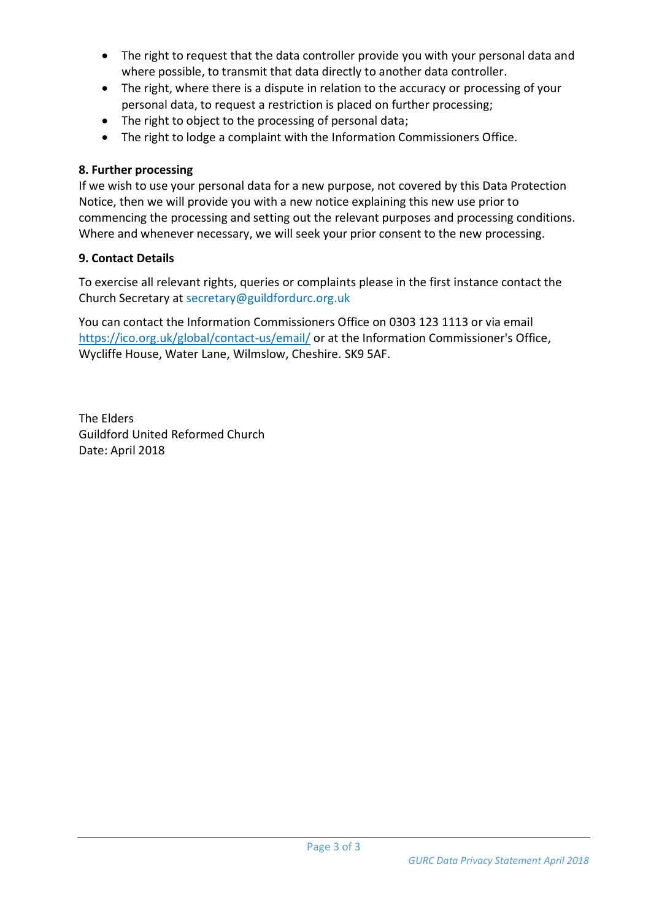- The right to request that the data controller provide you with your personal data and where possible, to transmit that data directly to another data controller.
- The right, where there is a dispute in relation to the accuracy or processing of your personal data, to request a restriction is placed on further processing;
- The right to object to the processing of personal data;
- The right to lodge a complaint with the Information Commissioners Office.

**8. Further processing**

If we wish to use your personal data for a new purpose, not covered by this Data Protection Notice, then we will provide you with a new notice explaining this new use prior to commencing the processing and setting out the relevant purposes and processing conditions. Where and whenever necessary, we will seek your prior consent to the new processing.

**9. Contact Details**

To exercise all relevant rights, queries or complaints please in the first instance contact the Church Secretary at secretary@guildfordurc.org.uk

You can contact the Information Commissioners Office on 0303 123 1113 or via email https://ico.org.uk/global/contact-us/email/ or at the Information Commissioner's Office, Wycliffe House, Water Lane, Wilmslow, Cheshire. SK9 5AF.

The Elders
Guildford United Reformed Church
Date: April 2018